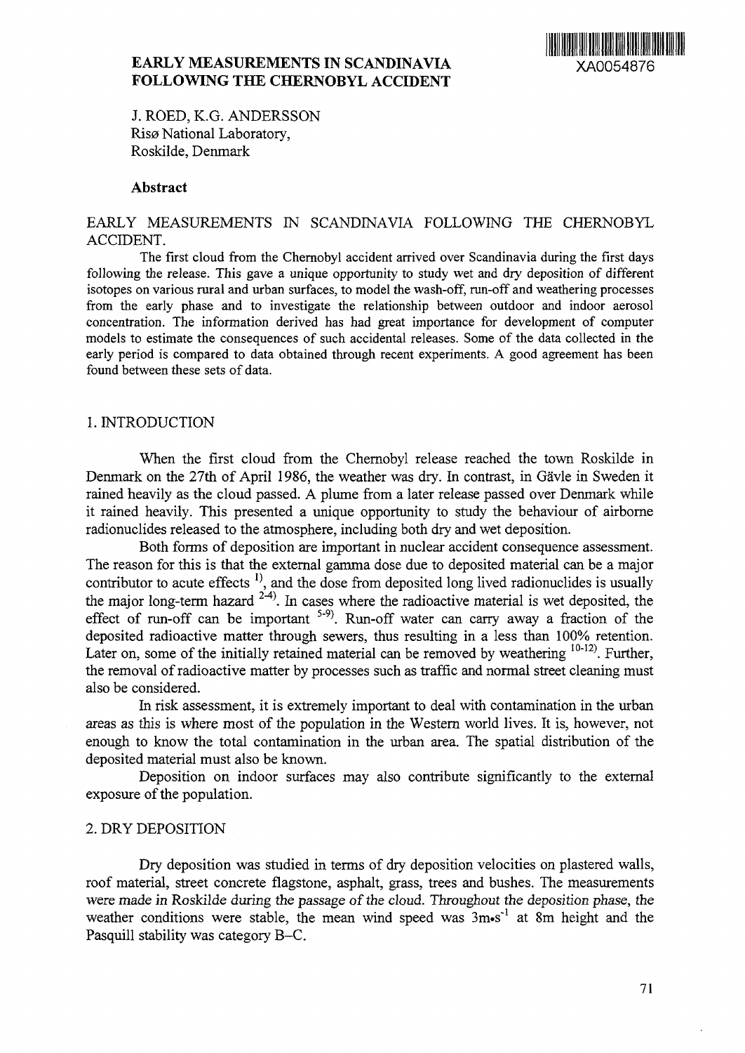# EARLY MEASUREMENTS IN SCANDINAVIA FOLLOWING THE CHERNOBYL ACCIDENT

XA0054876

J. ROED, K.G. ANDERSSON
Risø National Laboratory,
Roskilde, Denmark

## Abstract

EARLY MEASUREMENTS IN SCANDINAVIA FOLLOWING THE CHERNOBYL ACCIDENT.

The first cloud from the Chernobyl accident arrived over Scandinavia during the first days following the release. This gave a unique opportunity to study wet and dry deposition of different isotopes on various rural and urban surfaces, to model the wash-off, run-off and weathering processes from the early phase and to investigate the relationship between outdoor and indoor aerosol concentration. The information derived has had great importance for development of computer models to estimate the consequences of such accidental releases. Some of the data collected in the early period is compared to data obtained through recent experiments. A good agreement has been found between these sets of data.

## 1. INTRODUCTION

When the first cloud from the Chernobyl release reached the town Roskilde in Denmark on the 27th of April 1986, the weather was dry. In contrast, in Gävle in Sweden it rained heavily as the cloud passed. A plume from a later release passed over Denmark while it rained heavily. This presented a unique opportunity to study the behaviour of airborne radionuclides released to the atmosphere, including both dry and wet deposition.

Both forms of deposition are important in nuclear accident consequence assessment. The reason for this is that the external gamma dose due to deposited material can be a major contributor to acute effects [1)], and the dose from deposited long lived radionuclides is usually the major long-term hazard [2-4)]. In cases where the radioactive material is wet deposited, the effect of run-off can be important [5-9)]. Run-off water can carry away a fraction of the deposited radioactive matter through sewers, thus resulting in a less than 100% retention. Later on, some of the initially retained material can be removed by weathering [10-12)]. Further, the removal of radioactive matter by processes such as traffic and normal street cleaning must also be considered.

In risk assessment, it is extremely important to deal with contamination in the urban areas as this is where most of the population in the Western world lives. It is, however, not enough to know the total contamination in the urban area. The spatial distribution of the deposited material must also be known.

Deposition on indoor surfaces may also contribute significantly to the external exposure of the population.

## 2. DRY DEPOSITION

Dry deposition was studied in terms of dry deposition velocities on plastered walls, roof material, street concrete flagstone, asphalt, grass, trees and bushes. The measurements were made in Roskilde during the passage of the cloud. Throughout the deposition phase, the weather conditions were stable, the mean wind speed was $3 m \cdot s^{-1}$ at 8m height and the Pasquill stability was category B–C.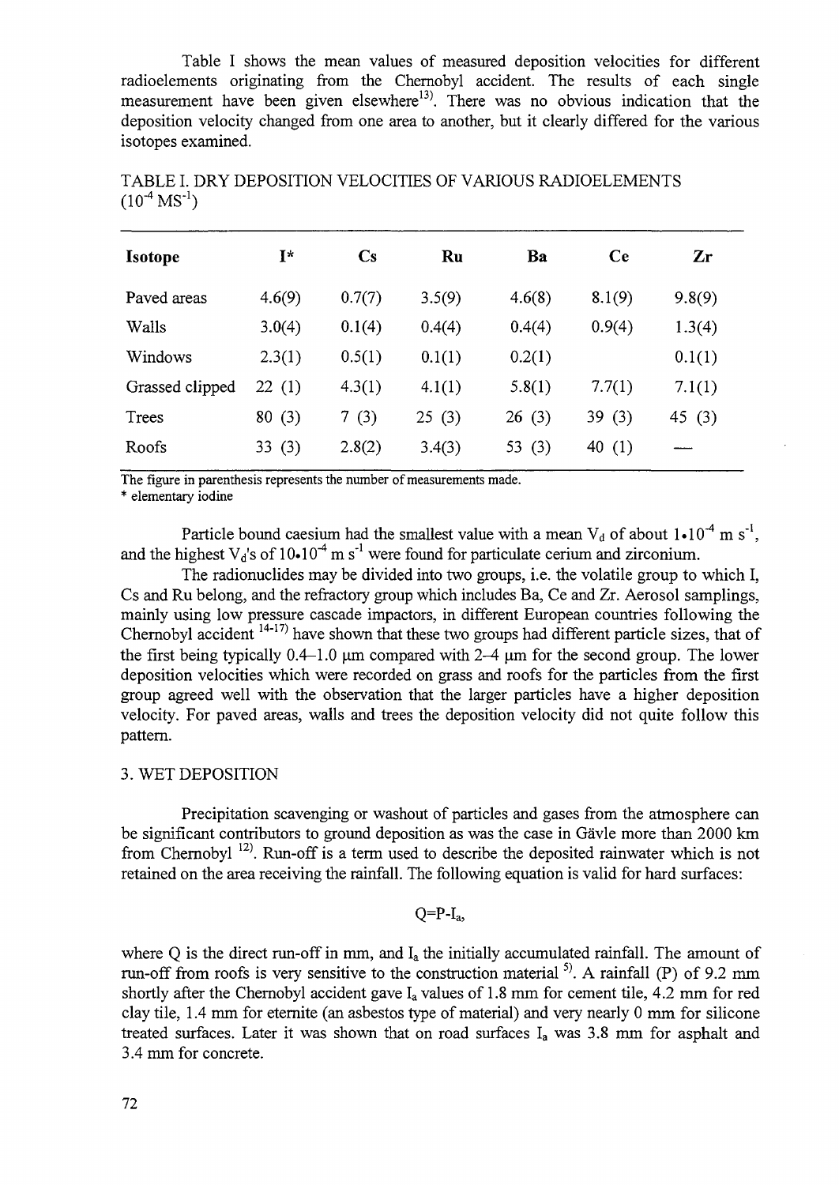Table I shows the mean values of measured deposition velocities for different radioelements originating from the Chernobyl accident. The results of each single measurement have been given elsewhere[13]. There was no obvious indication that the deposition velocity changed from one area to another, but it clearly differed for the various isotopes examined.

TABLE I. DRY DEPOSITION VELOCITIES OF VARIOUS RADIOELEMENTS ($10^{-4}$ $MS^{-1}$)

| Isotope | I* | Cs | Ru | Ba | Ce | Zr |
|---|---|---|---|---|---|---|
| Paved areas | 4.6(9) | 0.7(7) | 3.5(9) | 4.6(8) | 8.1(9) | 9.8(9) |
| Walls | 3.0(4) | 0.1(4) | 0.4(4) | 0.4(4) | 0.9(4) | 1.3(4) |
| Windows | 2.3(1) | 0.5(1) | 0.1(1) | 0.2(1) | | 0.1(1) |
| Grassed clipped | 22 (1) | 4.3(1) | 4.1(1) | 5.8(1) | 7.7(1) | 7.1(1) |
| Trees | 80 (3) | 7 (3) | 25 (3) | 26 (3) | 39 (3) | 45 (3) |
| Roofs | 33 (3) | 2.8(2) | 3.4(3) | 53 (3) | 40 (1) | — |

The figure in parenthesis represents the number of measurements made.
* elementary iodine

Particle bound caesium had the smallest value with a mean $V_d$ of about $1 \cdot 10^{-4}$ m $s^{-1}$, and the highest $V_d$'s of $10 \cdot 10^{-4}$ m $s^{-1}$ were found for particulate cerium and zirconium.

The radionuclides may be divided into two groups, i.e. the volatile group to which I, Cs and Ru belong, and the refractory group which includes Ba, Ce and Zr. Aerosol samplings, mainly using low pressure cascade impactors, in different European countries following the Chernobyl accident [14-17] have shown that these two groups had different particle sizes, that of the first being typically 0.4–1.0 μm compared with 2–4 μm for the second group. The lower deposition velocities which were recorded on grass and roofs for the particles from the first group agreed well with the observation that the larger particles have a higher deposition velocity. For paved areas, walls and trees the deposition velocity did not quite follow this pattern.

## 3. WET DEPOSITION

Precipitation scavenging or washout of particles and gases from the atmosphere can be significant contributors to ground deposition as was the case in Gävle more than 2000 km from Chernobyl [12]. Run-off is a term used to describe the deposited rainwater which is not retained on the area receiving the rainfall. The following equation is valid for hard surfaces:

$$Q = P - I_a,$$

where Q is the direct run-off in mm, and $I_a$ the initially accumulated rainfall. The amount of run-off from roofs is very sensitive to the construction material [5]. A rainfall (P) of 9.2 mm shortly after the Chernobyl accident gave $I_a$ values of 1.8 mm for cement tile, 4.2 mm for red clay tile, 1.4 mm for eternite (an asbestos type of material) and very nearly 0 mm for silicone treated surfaces. Later it was shown that on road surfaces $I_a$ was 3.8 mm for asphalt and 3.4 mm for concrete.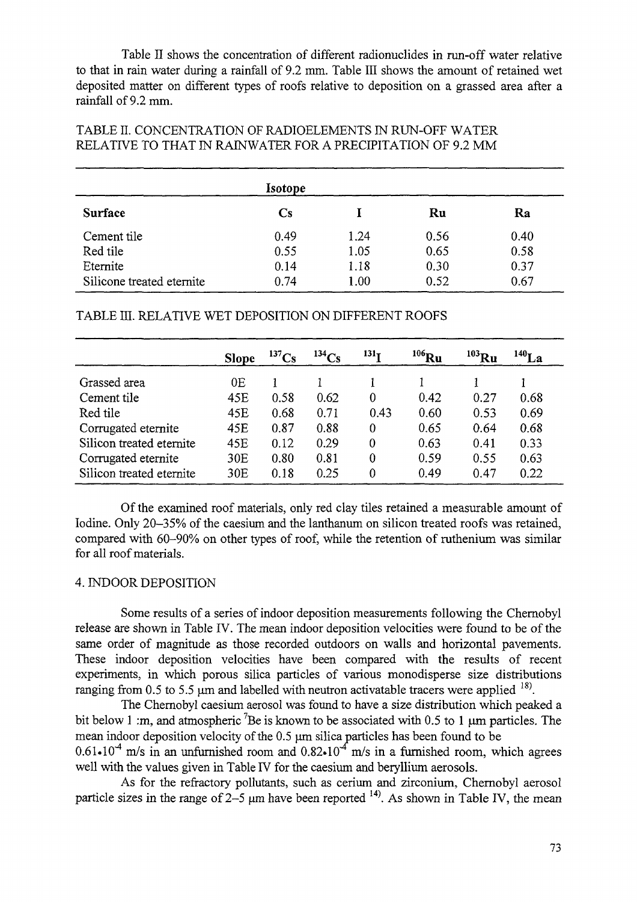Table II shows the concentration of different radionuclides in run-off water relative to that in rain water during a rainfall of 9.2 mm. Table III shows the amount of retained wet deposited matter on different types of roofs relative to deposition on a grassed area after a rainfall of 9.2 mm.

TABLE II. CONCENTRATION OF RADIOELEMENTS IN RUN-OFF WATER RELATIVE TO THAT IN RAINWATER FOR A PRECIPITATION OF 9.2 MM

| | Isotope | | | |
|---|---|---|---|---|
| **Surface** | **Cs** | **I** | **Ru** | **Ra** |
| Cement tile | 0.49 | 1.24 | 0.56 | 0.40 |
| Red tile | 0.55 | 1.05 | 0.65 | 0.58 |
| Eternite | 0.14 | 1.18 | 0.30 | 0.37 |
| Silicone treated eternite | 0.74 | 1.00 | 0.52 | 0.67 |

TABLE III. RELATIVE WET DEPOSITION ON DIFFERENT ROOFS

| | Slope | $^{137}Cs$ | $^{134}Cs$ | $^{131}I$ | $^{106}Ru$ | $^{103}Ru$ | $^{140}La$ |
|---|---|---|---|---|---|---|---|
| Grassed area | 0E | 1 | 1 | 1 | 1 | 1 | 1 |
| Cement tile | 45E | 0.58 | 0.62 | 0 | 0.42 | 0.27 | 0.68 |
| Red tile | 45E | 0.68 | 0.71 | 0.43 | 0.60 | 0.53 | 0.69 |
| Corrugated eternite | 45E | 0.87 | 0.88 | 0 | 0.65 | 0.64 | 0.68 |
| Silicon treated eternite | 45E | 0.12 | 0.29 | 0 | 0.63 | 0.41 | 0.33 |
| Corrugated eternite | 30E | 0.80 | 0.81 | 0 | 0.59 | 0.55 | 0.63 |
| Silicon treated eternite | 30E | 0.18 | 0.25 | 0 | 0.49 | 0.47 | 0.22 |

Of the examined roof materials, only red clay tiles retained a measurable amount of Iodine. Only 20–35% of the caesium and the lanthanum on silicon treated roofs was retained, compared with 60–90% on other types of roof, while the retention of ruthenium was similar for all roof materials.

## 4. INDOOR DEPOSITION

Some results of a series of indoor deposition measurements following the Chernobyl release are shown in Table IV. The mean indoor deposition velocities were found to be of the same order of magnitude as those recorded outdoors on walls and horizontal pavements. These indoor deposition velocities have been compared with the results of recent experiments, in which porous silica particles of various monodisperse size distributions ranging from 0.5 to 5.5 μm and labelled with neutron activatable tracers were applied [18].

The Chernobyl caesium aerosol was found to have a size distribution which peaked a bit below 1 :m, and atmospheric $^{7}Be$ is known to be associated with 0.5 to 1 μm particles. The mean indoor deposition velocity of the 0.5 μm silica particles has been found to be $0.61 \cdot 10^{-4}$ m/s in an unfurnished room and $0.82 \cdot 10^{-4}$ m/s in a furnished room, which agrees well with the values given in Table IV for the caesium and beryllium aerosols.

As for the refractory pollutants, such as cerium and zirconium, Chernobyl aerosol particle sizes in the range of 2–5 μm have been reported [14]. As shown in Table IV, the mean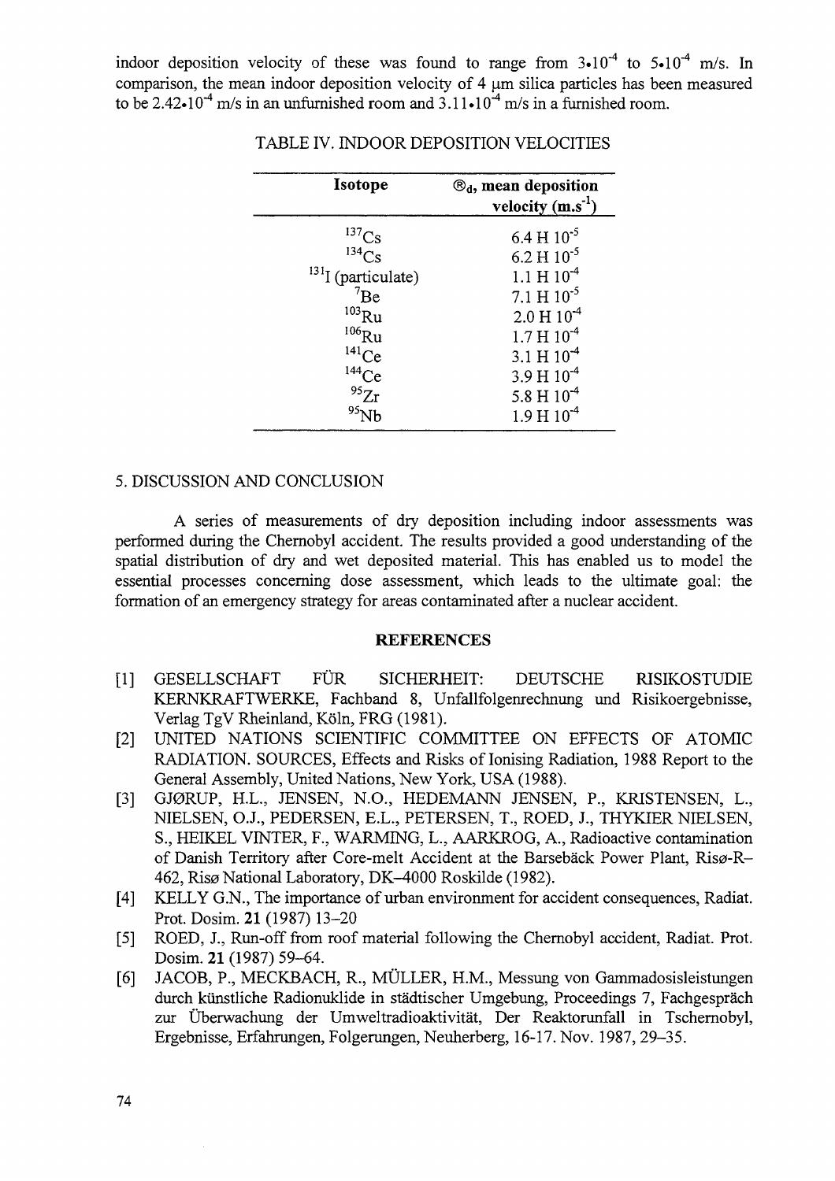indoor deposition velocity of these was found to range from $3 \cdot 10^{-4}$ to $5 \cdot 10^{-4}$ m/s. In comparison, the mean indoor deposition velocity of 4 μm silica particles has been measured to be $2.42 \cdot 10^{-4}$ m/s in an unfurnished room and $3.11 \cdot 10^{-4}$ m/s in a furnished room.

TABLE IV. INDOOR DEPOSITION VELOCITIES

| Isotope | ®$_d$, mean deposition velocity (m.s$^{-1}$) |
|---|---|
| $^{137}$Cs | 6.4 H $10^{-5}$ |
| $^{134}$Cs | 6.2 H $10^{-5}$ |
| $^{131}$I (particulate) | 1.1 H $10^{-4}$ |
| $^{7}$Be | 7.1 H $10^{-5}$ |
| $^{103}$Ru | 2.0 H $10^{-4}$ |
| $^{106}$Ru | 1.7 H $10^{-4}$ |
| $^{141}$Ce | 3.1 H $10^{-4}$ |
| $^{144}$Ce | 3.9 H $10^{-4}$ |
| $^{95}$Zr | 5.8 H $10^{-4}$ |
| $^{95}$Nb | 1.9 H $10^{-4}$ |

## 5. DISCUSSION AND CONCLUSION

A series of measurements of dry deposition including indoor assessments was performed during the Chernobyl accident. The results provided a good understanding of the spatial distribution of dry and wet deposited material. This has enabled us to model the essential processes concerning dose assessment, which leads to the ultimate goal: the formation of an emergency strategy for areas contaminated after a nuclear accident.

## REFERENCES

[1] GESELLSCHAFT FÜR SICHERHEIT: DEUTSCHE RISIKOSTUDIE KERNKRAFTWERKE, Fachband 8, Unfallfolgenrechnung und Risikoergebnisse, Verlag TgV Rheinland, Köln, FRG (1981).

[2] UNITED NATIONS SCIENTIFIC COMMITTEE ON EFFECTS OF ATOMIC RADIATION. SOURCES, Effects and Risks of Ionising Radiation, 1988 Report to the General Assembly, United Nations, New York, USA (1988).

[3] GJØRUP, H.L., JENSEN, N.O., HEDEMANN JENSEN, P., KRISTENSEN, L., NIELSEN, O.J., PEDERSEN, E.L., PETERSEN, T., ROED, J., THYKIER NIELSEN, S., HEIKEL VINTER, F., WARMING, L., AARKROG, A., Radioactive contamination of Danish Territory after Core-melt Accident at the Barsebäck Power Plant, Risø-R-462, Risø National Laboratory, DK-4000 Roskilde (1982).

[4] KELLY G.N., The importance of urban environment for accident consequences, Radiat. Prot. Dosim. **21** (1987) 13–20

[5] ROED, J., Run-off from roof material following the Chernobyl accident, Radiat. Prot. Dosim. **21** (1987) 59–64.

[6] JACOB, P., MECKBACH, R., MÜLLER, H.M., Messung von Gammadosisleistungen durch künstliche Radionuklide in städtischer Umgebung, Proceedings 7, Fachgespräch zur Überwachung der Umweltradioaktivität, Der Reaktorunfall in Tschernobyl, Ergebnisse, Erfahrungen, Folgerungen, Neuherberg, 16-17. Nov. 1987, 29–35.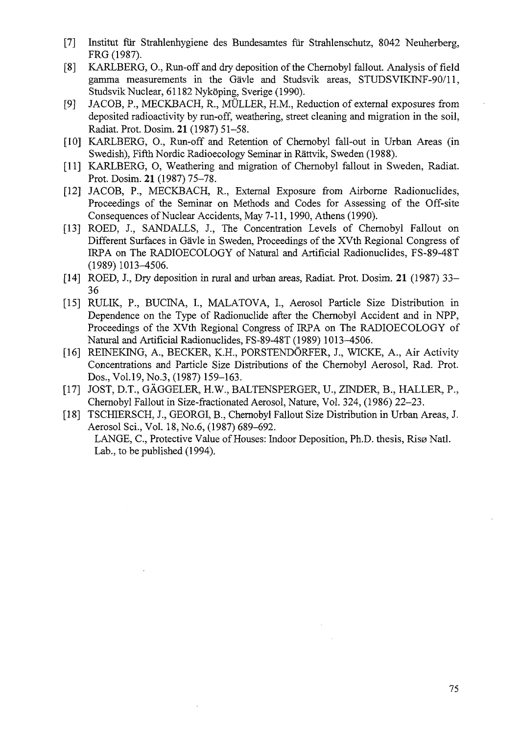[7] Institut für Strahlenhygiene des Bundesamtes für Strahlenschutz, 8042 Neuherberg, FRG (1987).

[8] KARLBERG, O., Run-off and dry deposition of the Chernobyl fallout. Analysis of field gamma measurements in the Gävle and Studsvik areas, STUDSVIKINF-90/11, Studsvik Nuclear, 61182 Nyköping, Sverige (1990).

[9] JACOB, P., MECKBACH, R., MÜLLER, H.M., Reduction of external exposures from deposited radioactivity by run-off, weathering, street cleaning and migration in the soil, Radiat. Prot. Dosim. **21** (1987) 51–58.

[10] KARLBERG, O., Run-off and Retention of Chernobyl fall-out in Urban Areas (in Swedish), Fifth Nordic Radioecology Seminar in Rättvik, Sweden (1988).

[11] KARLBERG, O, Weathering and migration of Chernobyl fallout in Sweden, Radiat. Prot. Dosim. **21** (1987) 75–78.

[12] JACOB, P., MECKBACH, R., External Exposure from Airborne Radionuclides, Proceedings of the Seminar on Methods and Codes for Assessing of the Off-site Consequences of Nuclear Accidents, May 7-11, 1990, Athens (1990).

[13] ROED, J., SANDALLS, J., The Concentration Levels of Chernobyl Fallout on Different Surfaces in Gävle in Sweden, Proceedings of the XVth Regional Congress of IRPA on The RADIOECOLOGY of Natural and Artificial Radionuclides, FS-89-48T (1989) 1013–4506.

[14] ROED, J., Dry deposition in rural and urban areas, Radiat. Prot. Dosim. **21** (1987) 33–36

[15] RULIK, P., BUCINA, I., MALATOVA, I., Aerosol Particle Size Distribution in Dependence on the Type of Radionuclide after the Chernobyl Accident and in NPP, Proceedings of the XVth Regional Congress of IRPA on The RADIOECOLOGY of Natural and Artificial Radionuclides, FS-89-48T (1989) 1013–4506.

[16] REINEKING, A., BECKER, K.H., PORSTENDÖRFER, J., WICKE, A., Air Activity Concentrations and Particle Size Distributions of the Chernobyl Aerosol, Rad. Prot. Dos., Vol.19, No.3, (1987) 159–163.

[17] JOST, D.T., GÄGGELER, H.W., BALTENSPERGER, U., ZINDER, B., HALLER, P., Chernobyl Fallout in Size-fractionated Aerosol, Nature, Vol. 324, (1986) 22–23.

[18] TSCHIERSCH, J., GEORGI, B., Chernobyl Fallout Size Distribution in Urban Areas, J. Aerosol Sci., Vol. 18, No.6, (1987) 689–692.
LANGE, C., Protective Value of Houses: Indoor Deposition, Ph.D. thesis, Risø Natl. Lab., to be published (1994).